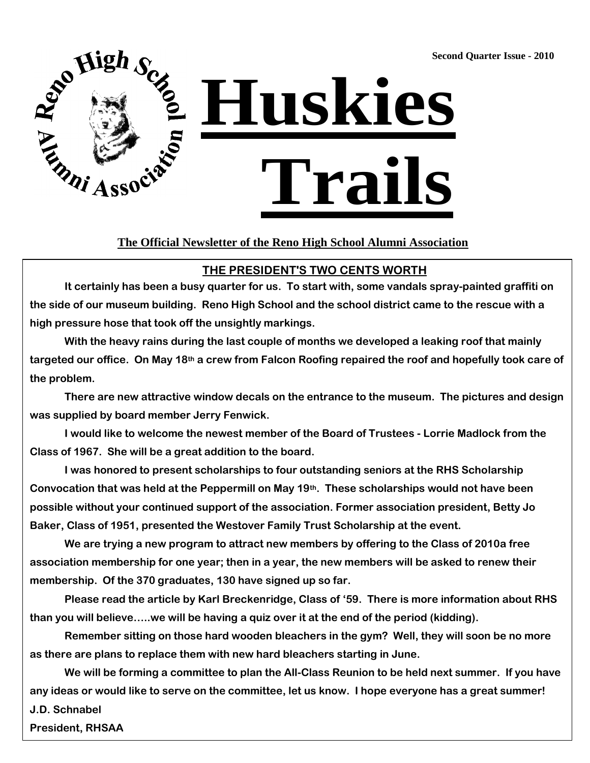Second Quarter Issue - 2010

# Huskies Trails

**The Official Newsletter of the Reno High School Alumni Association**

## THE PRESIDENT'S TWO CENTS WORTH

**It certainly has been a busy quarter for us. To start with, some vandals spray-painted graffiti on the side of our museum building. Reno High School and the school district came to the rescue with a high pressure hose that took off the unsightly markings.**

**With the heavy rains during the last couple of months we developed a leaking roof that mainly targeted our office. On May 18th a crew from Falcon Roofing repaired the roof and hopefully took care of the problem.**

**There are new attractive window decals on the entrance to the museum. The pictures and design was supplied by board member Jerry Fenwick.**

**I would like to welcome the newest member of the Board of Trustees - Lorrie Madlock from the Class of 1967. She will be a great addition to the board.**

**I was honored to present scholarships to four outstanding seniors at the RHS Scholarship Convocation that was held at the Peppermill on May 19th. These scholarships would not have been possible without your continued support of the association. Former association president, Betty Jo Baker, Class of 1951, presented the Westover Family Trust Scholarship at the event.**

**We are trying a new program to attract new members by offering to the Class of 2010a free association membership for one year; then in a year, the new members will be asked to renew their membership. Of the 370 graduates, 130 have signed up so far.**

**Please read the article by Karl Breckenridge, Class of '59. There is more information about RHS than you will believe…..we will be having a quiz over it at the end of the period (kidding).**

**Remember sitting on those hard wooden bleachers in the gym? Well, they will soon be no more as there are plans to replace them with new hard bleachers starting in June.**

**We will be forming a committee to plan the All-Class Reunion to be held next summer. If you have any ideas or would like to serve on the committee, let us know. I hope everyone has a great summer!**

**J.D. Schnabel**
**President, RHSAA**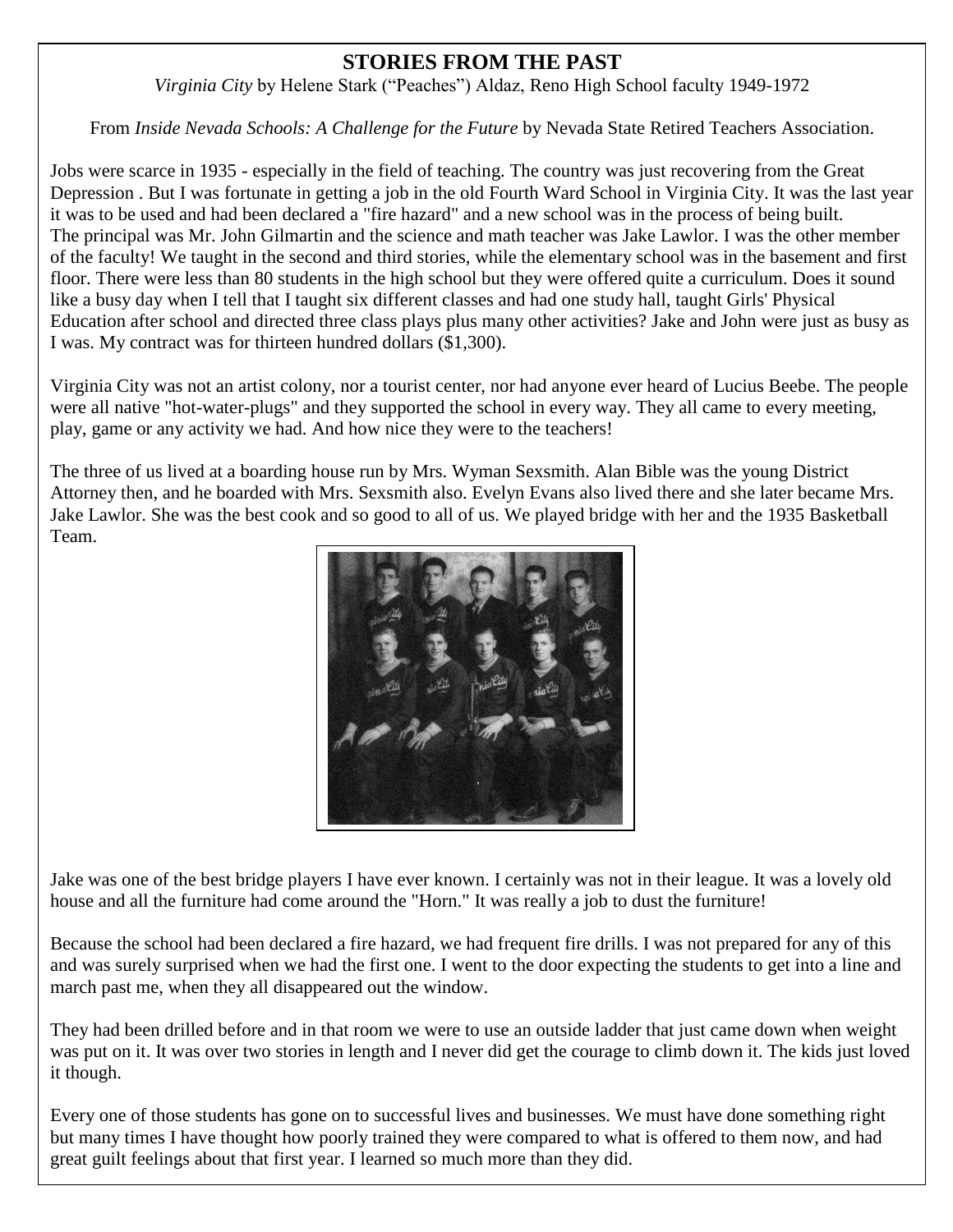## STORIES FROM THE PAST

*Virginia City* by Helene Stark ("Peaches") Aldaz, Reno High School faculty 1949-1972

From *Inside Nevada Schools: A Challenge for the Future* by Nevada State Retired Teachers Association.

Jobs were scarce in 1935 - especially in the field of teaching. The country was just recovering from the Great Depression . But I was fortunate in getting a job in the old Fourth Ward School in Virginia City. It was the last year it was to be used and had been declared a "fire hazard" and a new school was in the process of being built. The principal was Mr. John Gilmartin and the science and math teacher was Jake Lawlor. I was the other member of the faculty! We taught in the second and third stories, while the elementary school was in the basement and first floor. There were less than 80 students in the high school but they were offered quite a curriculum. Does it sound like a busy day when I tell that I taught six different classes and had one study hall, taught Girls' Physical Education after school and directed three class plays plus many other activities? Jake and John were just as busy as I was. My contract was for thirteen hundred dollars ($1,300).

Virginia City was not an artist colony, nor a tourist center, nor had anyone ever heard of Lucius Beebe. The people were all native "hot-water-plugs" and they supported the school in every way. They all came to every meeting, play, game or any activity we had. And how nice they were to the teachers!

The three of us lived at a boarding house run by Mrs. Wyman Sexsmith. Alan Bible was the young District Attorney then, and he boarded with Mrs. Sexsmith also. Evelyn Evans also lived there and she later became Mrs. Jake Lawlor. She was the best cook and so good to all of us. We played bridge with her and the 1935 Basketball Team.

Jake was one of the best bridge players I have ever known. I certainly was not in their league. It was a lovely old house and all the furniture had come around the "Horn." It was really a job to dust the furniture!

Because the school had been declared a fire hazard, we had frequent fire drills. I was not prepared for any of this and was surely surprised when we had the first one. I went to the door expecting the students to get into a line and march past me, when they all disappeared out the window.

They had been drilled before and in that room we were to use an outside ladder that just came down when weight was put on it. It was over two stories in length and I never did get the courage to climb down it. The kids just loved it though.

Every one of those students has gone on to successful lives and businesses. We must have done something right but many times I have thought how poorly trained they were compared to what is offered to them now, and had great guilt feelings about that first year. I learned so much more than they did.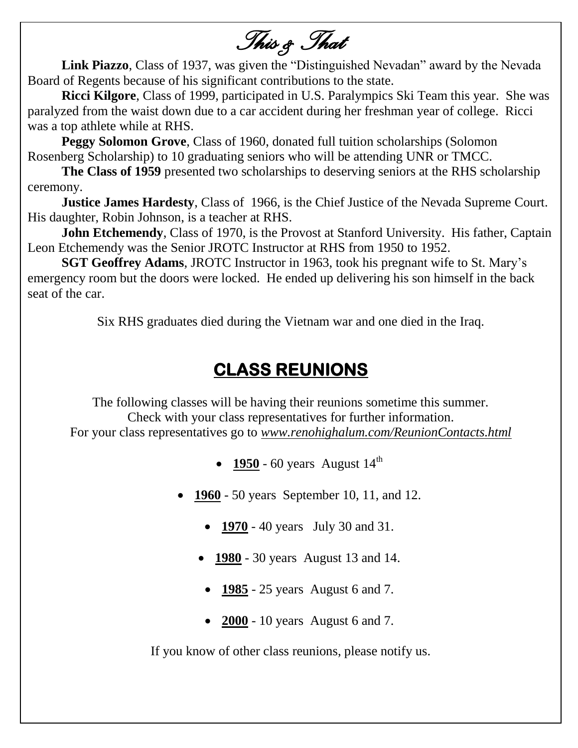# This & That

**Link Piazzo**, Class of 1937, was given the "Distinguished Nevadan" award by the Nevada Board of Regents because of his significant contributions to the state.

**Ricci Kilgore**, Class of 1999, participated in U.S. Paralympics Ski Team this year. She was paralyzed from the waist down due to a car accident during her freshman year of college. Ricci was a top athlete while at RHS.

**Peggy Solomon Grove**, Class of 1960, donated full tuition scholarships (Solomon Rosenberg Scholarship) to 10 graduating seniors who will be attending UNR or TMCC.

**The Class of 1959** presented two scholarships to deserving seniors at the RHS scholarship ceremony.

**Justice James Hardesty**, Class of 1966, is the Chief Justice of the Nevada Supreme Court. His daughter, Robin Johnson, is a teacher at RHS.

**John Etchemendy**, Class of 1970, is the Provost at Stanford University. His father, Captain Leon Etchemendy was the Senior JROTC Instructor at RHS from 1950 to 1952.

**SGT Geoffrey Adams**, JROTC Instructor in 1963, took his pregnant wife to St. Mary's emergency room but the doors were locked. He ended up delivering his son himself in the back seat of the car.

Six RHS graduates died during the Vietnam war and one died in the Iraq.

## CLASS REUNIONS

The following classes will be having their reunions sometime this summer.
Check with your class representatives for further information.
For your class representatives go to *www.renohighalum.com/ReunionContacts.html*

- **1950** - 60 years August 14th
- **1960** - 50 years September 10, 11, and 12.
- **1970** - 40 years July 30 and 31.
- **1980** - 30 years August 13 and 14.
- **1985** - 25 years August 6 and 7.
- **2000** - 10 years August 6 and 7.

If you know of other class reunions, please notify us.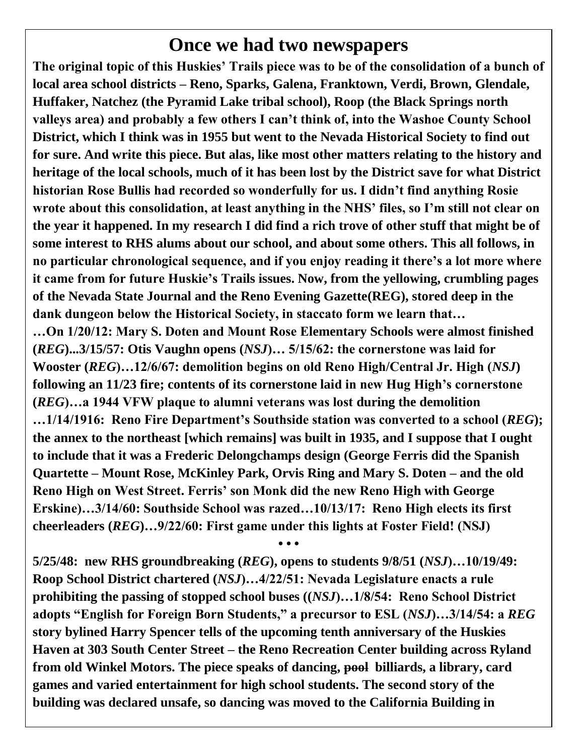# Once we had two newspapers

**The original topic of this Huskies' Trails piece was to be of the consolidation of a bunch of local area school districts – Reno, Sparks, Galena, Franktown, Verdi, Brown, Glendale, Huffaker, Natchez (the Pyramid Lake tribal school), Roop (the Black Springs north valleys area) and probably a few others I can't think of, into the Washoe County School District, which I think was in 1955 but went to the Nevada Historical Society to find out for sure. And write this piece. But alas, like most other matters relating to the history and heritage of the local schools, much of it has been lost by the District save for what District historian Rose Bullis had recorded so wonderfully for us. I didn't find anything Rosie wrote about this consolidation, at least anything in the NHS' files, so I'm still not clear on the year it happened. In my research I did find a rich trove of other stuff that might be of some interest to RHS alums about our school, and about some others. This all follows, in no particular chronological sequence, and if you enjoy reading it there's a lot more where it came from for future Huskie's Trails issues. Now, from the yellowing, crumbling pages of the Nevada State Journal and the Reno Evening Gazette(REG), stored deep in the dank dungeon below the Historical Society, in staccato form we learn that…**

**…On 1/20/12: Mary S. Doten and Mount Rose Elementary Schools were almost finished (*REG*)...3/15/57: Otis Vaughn opens (*NSJ*)… 5/15/62: the cornerstone was laid for Wooster (*REG*)…12/6/67: demolition begins on old Reno High/Central Jr. High (*NSJ*) following an 11/23 fire; contents of its cornerstone laid in new Hug High's cornerstone (*REG*)…a 1944 VFW plaque to alumni veterans was lost during the demolition …1/14/1916: Reno Fire Department's Southside station was converted to a school (*REG*); the annex to the northeast [which remains] was built in 1935, and I suppose that I ought to include that it was a Frederic Delongchamps design (George Ferris did the Spanish Quartette – Mount Rose, McKinley Park, Orvis Ring and Mary S. Doten – and the old Reno High on West Street. Ferris' son Monk did the new Reno High with George Erskine)…3/14/60: Southside School was razed…10/13/17: Reno High elects its first cheerleaders (*REG*)…9/22/60: First game under this lights at Foster Field! (NSJ)**

• • •

**5/25/48: new RHS groundbreaking (*REG*), opens to students 9/8/51 (*NSJ*)…10/19/49: Roop School District chartered (*NSJ*)…4/22/51: Nevada Legislature enacts a rule prohibiting the passing of stopped school buses ((*NSJ*)…1/8/54: Reno School District adopts "English for Foreign Born Students," a precursor to ESL (*NSJ*)…3/14/54: a *REG* story bylined Harry Spencer tells of the upcoming tenth anniversary of the Huskies Haven at 303 South Center Street – the Reno Recreation Center building across Ryland from old Winkel Motors. The piece speaks of dancing, ~~pool~~ billiards, a library, card games and varied entertainment for high school students. The second story of the building was declared unsafe, so dancing was moved to the California Building in**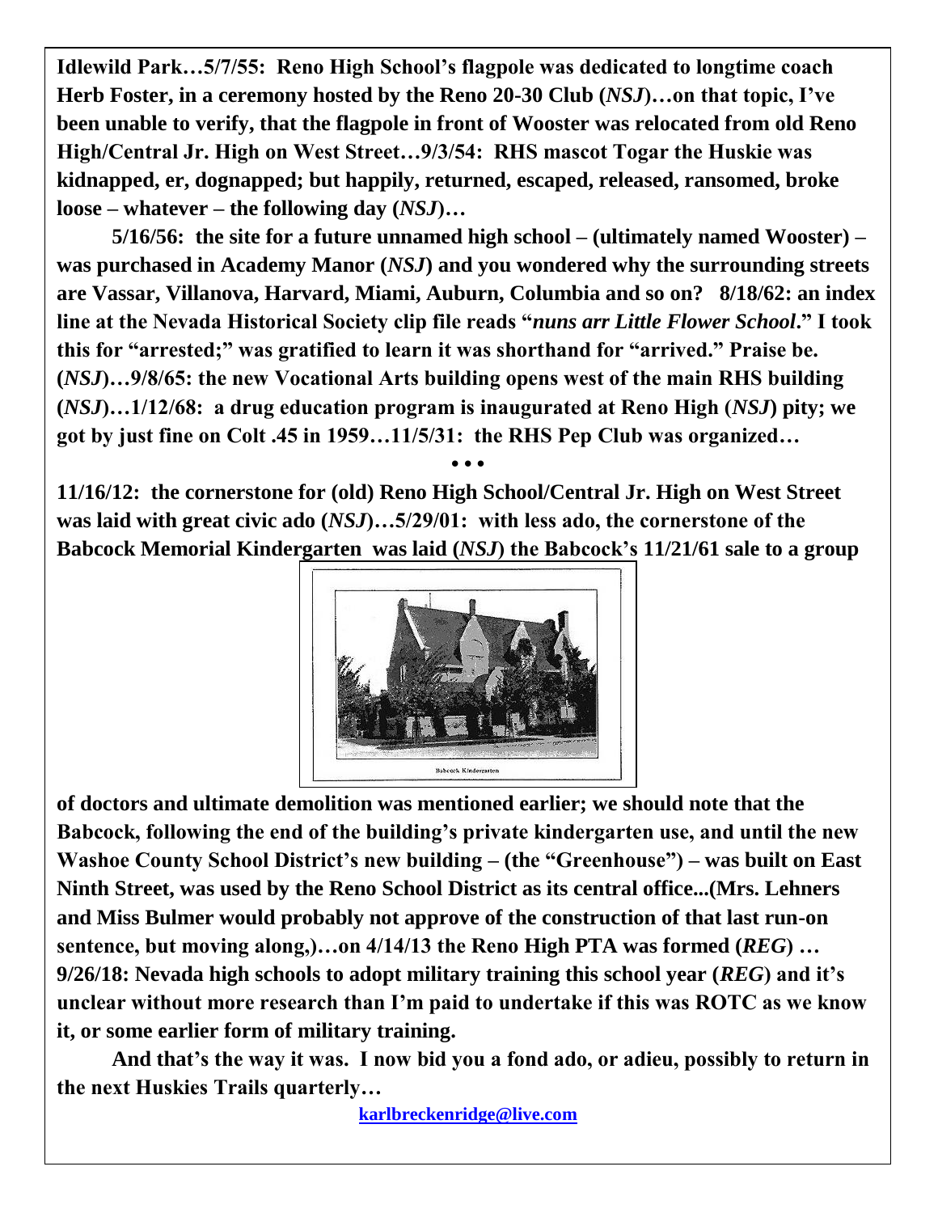**Idlewild Park…5/7/55: Reno High School's flagpole was dedicated to longtime coach Herb Foster, in a ceremony hosted by the Reno 20-30 Club (*NSJ*)…on that topic, I've been unable to verify, that the flagpole in front of Wooster was relocated from old Reno High/Central Jr. High on West Street…9/3/54: RHS mascot Togar the Huskie was kidnapped, er, dognapped; but happily, returned, escaped, released, ransomed, broke loose – whatever – the following day (*NSJ*)…**

**5/16/56: the site for a future unnamed high school – (ultimately named Wooster) – was purchased in Academy Manor (*NSJ*) and you wondered why the surrounding streets are Vassar, Villanova, Harvard, Miami, Auburn, Columbia and so on? 8/18/62: an index line at the Nevada Historical Society clip file reads "*nuns arr Little Flower School*." I took this for "arrested;" was gratified to learn it was shorthand for "arrived." Praise be. (*NSJ*)…9/8/65: the new Vocational Arts building opens west of the main RHS building (*NSJ*)…1/12/68: a drug education program is inaugurated at Reno High (*NSJ*) pity; we got by just fine on Colt .45 in 1959…11/5/31: the RHS Pep Club was organized…**

• • •

**11/16/12: the cornerstone for (old) Reno High School/Central Jr. High on West Street was laid with great civic ado (*NSJ*)…5/29/01: with less ado, the cornerstone of the Babcock Memorial Kindergarten was laid (*NSJ*) the Babcock's 11/21/61 sale to a group**

Babcock Kindergarten

**of doctors and ultimate demolition was mentioned earlier; we should note that the Babcock, following the end of the building's private kindergarten use, and until the new Washoe County School District's new building – (the "Greenhouse") – was built on East Ninth Street, was used by the Reno School District as its central office...(Mrs. Lehners and Miss Bulmer would probably not approve of the construction of that last run-on sentence, but moving along,)…on 4/14/13 the Reno High PTA was formed (*REG*) … 9/26/18: Nevada high schools to adopt military training this school year (*REG*) and it's unclear without more research than I'm paid to undertake if this was ROTC as we know it, or some earlier form of military training.**

**And that's the way it was. I now bid you a fond ado, or adieu, possibly to return in the next Huskies Trails quarterly…**

**karlbreckenridge@live.com**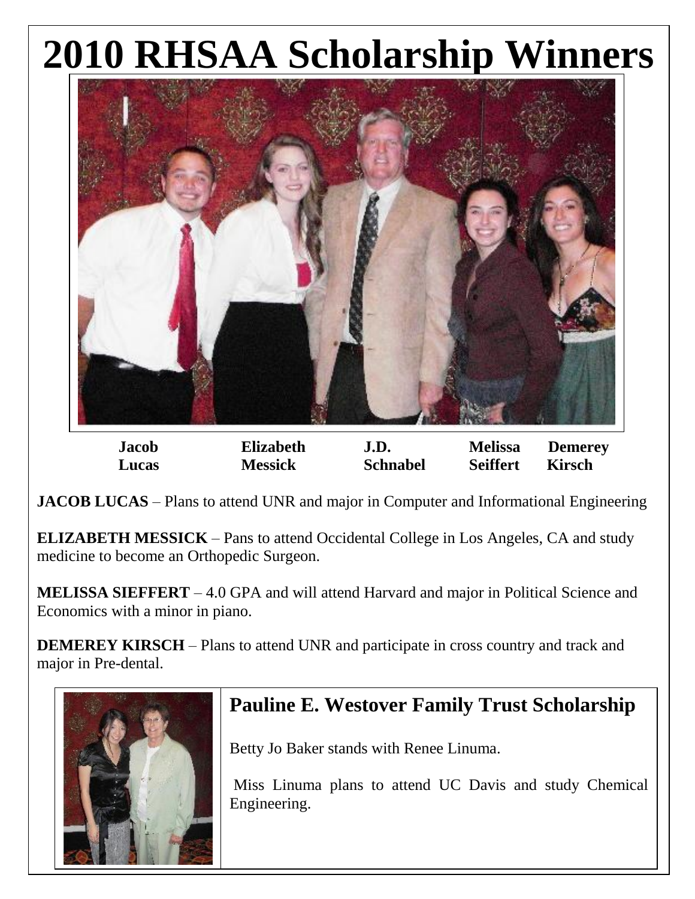# 2010 RHSAA Scholarship Winners

| Jacob Lucas | Elizabeth Messick | J.D. Schnabel | Melissa Seiffert | Demerey Kirsch |
|---|---|---|---|---|

**JACOB LUCAS** – Plans to attend UNR and major in Computer and Informational Engineering

**ELIZABETH MESSICK** – Pans to attend Occidental College in Los Angeles, CA and study medicine to become an Orthopedic Surgeon.

**MELISSA SIEFFERT** – 4.0 GPA and will attend Harvard and major in Political Science and Economics with a minor in piano.

**DEMEREY KIRSCH** – Plans to attend UNR and participate in cross country and track and major in Pre-dental.

## Pauline E. Westover Family Trust Scholarship

Betty Jo Baker stands with Renee Linuma.

Miss Linuma plans to attend UC Davis and study Chemical Engineering.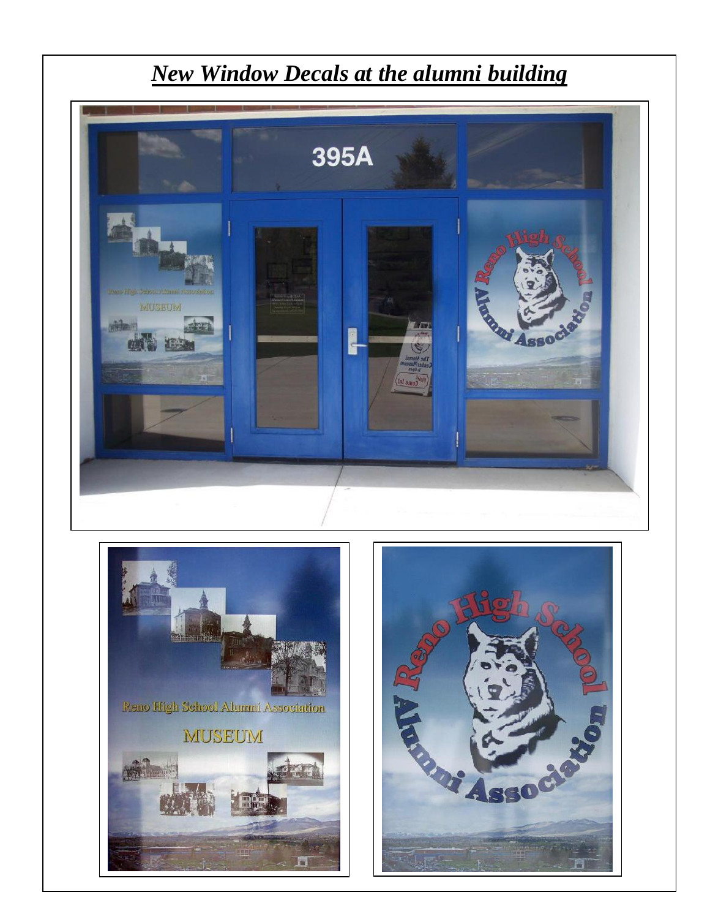## ***New Window Decals at the alumni building***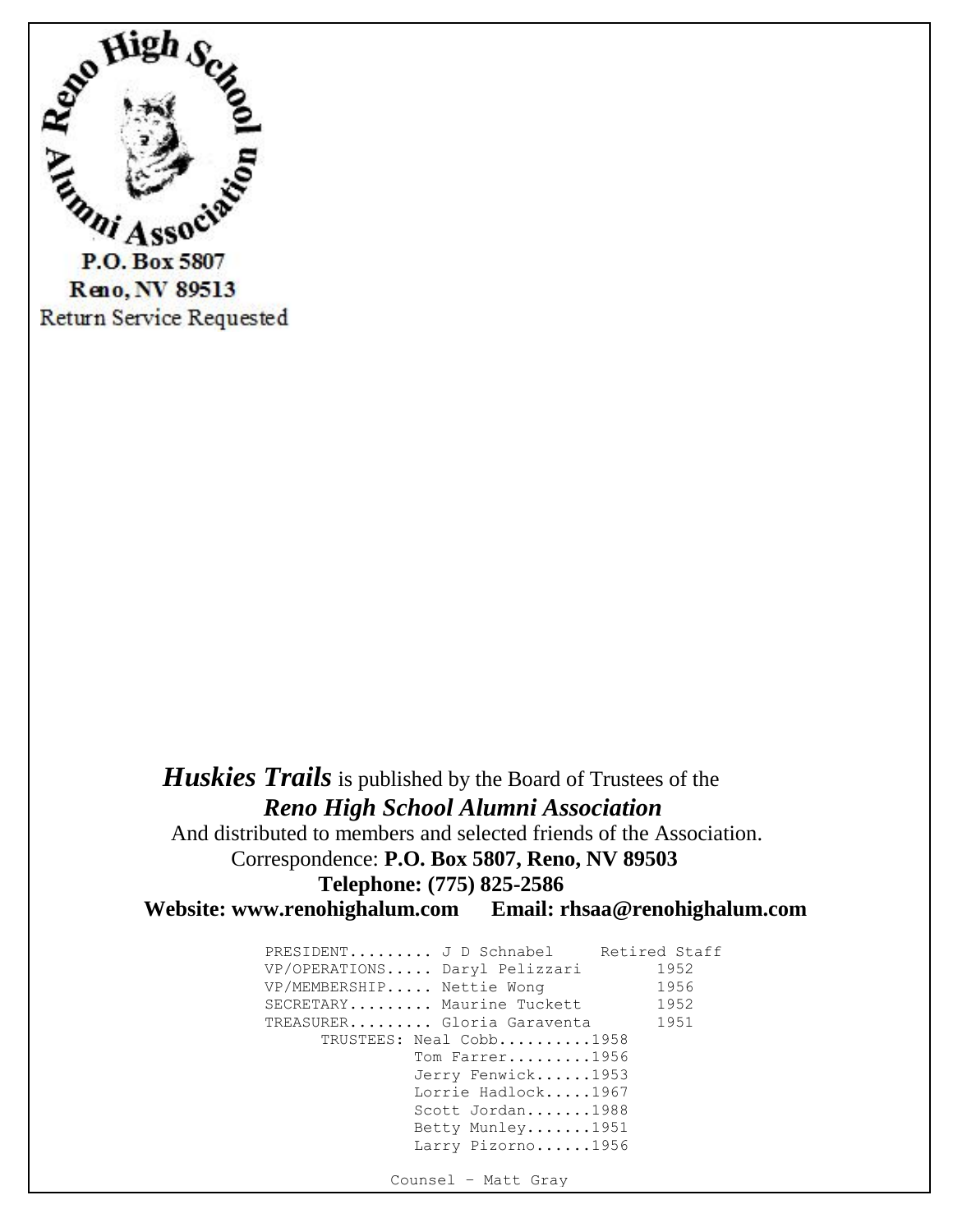Reno High School Alumni Association

P.O. Box 5807
Reno, NV 89513
Return Service Requested

***Huskies Trails*** is published by the Board of Trustees of the
***Reno High School Alumni Association***
And distributed to members and selected friends of the Association.
Correspondence: **P.O. Box 5807, Reno, NV 89503**
**Telephone: (775) 825-2586**
**Website: www.renohighalum.com** **Email: rhsaa@renohighalum.com**

| | | |
|---|---|---|
| PRESIDENT | J D Schnabel | Retired Staff |
| VP/OPERATIONS | Daryl Pelizzari | 1952 |
| VP/MEMBERSHIP | Nettie Wong | 1956 |
| SECRETARY | Maurine Tuckett | 1952 |
| TREASURER | Gloria Garaventa | 1951 |

TRUSTEES:
- Neal Cobb..........1958
- Tom Farrer.........1956
- Jerry Fenwick......1953
- Lorrie Hadlock.....1967
- Scott Jordan.......1988
- Betty Munley.......1951
- Larry Pizorno......1956

Counsel – Matt Gray